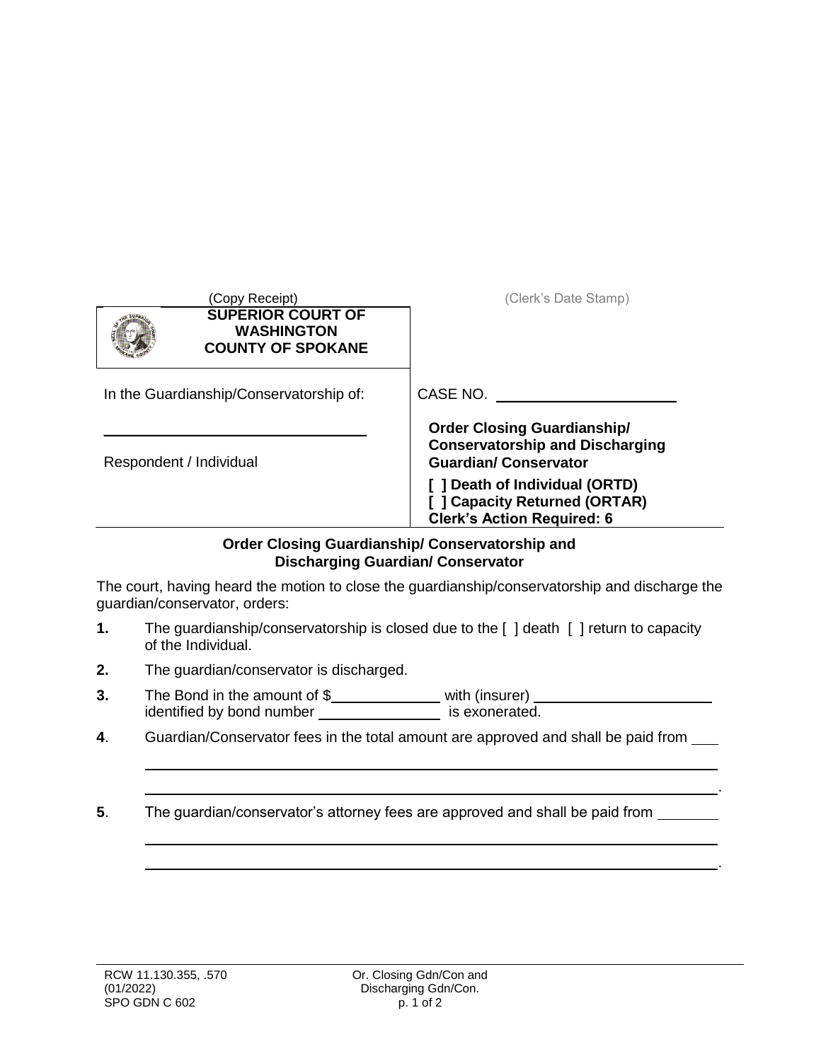(Copy Receipt) (Clerk's Date Stamp)

**SUPERIOR COURT OF WASHINGTON COUNTY OF SPOKANE**

| In the Guardianship/Conservatorship of: | CASE NO. ______________________ |
| --- | --- |
| ________________________________ Respondent / Individual | **Order Closing Guardianship/ Conservatorship and Discharging Guardian/ Conservator** **[ ] Death of Individual (ORTD)** **[ ] Capacity Returned (ORTAR)** **Clerk's Action Required: 6** |

**Order Closing Guardianship/ Conservatorship and Discharging Guardian/ Conservator**

The court, having heard the motion to close the guardianship/conservatorship and discharge the guardian/conservator, orders:

**1.** The guardianship/conservatorship is closed due to the [ ] death [ ] return to capacity of the Individual.

**2.** The guardian/conservator is discharged.

**3.** The Bond in the amount of $_____________ with (insurer) ______________________ identified by bond number _______________ is exonerated.

**4**. Guardian/Conservator fees in the total amount are approved and shall be paid from ___

________________________________________________________________________

________________________________________________________________________.

**5**. The guardian/conservator's attorney fees are approved and shall be paid from ________

________________________________________________________________________

________________________________________________________________________.

RCW 11.130.355, .570
(01/2022)
SPO GDN C 602

Or. Closing Gdn/Con and Discharging Gdn/Con.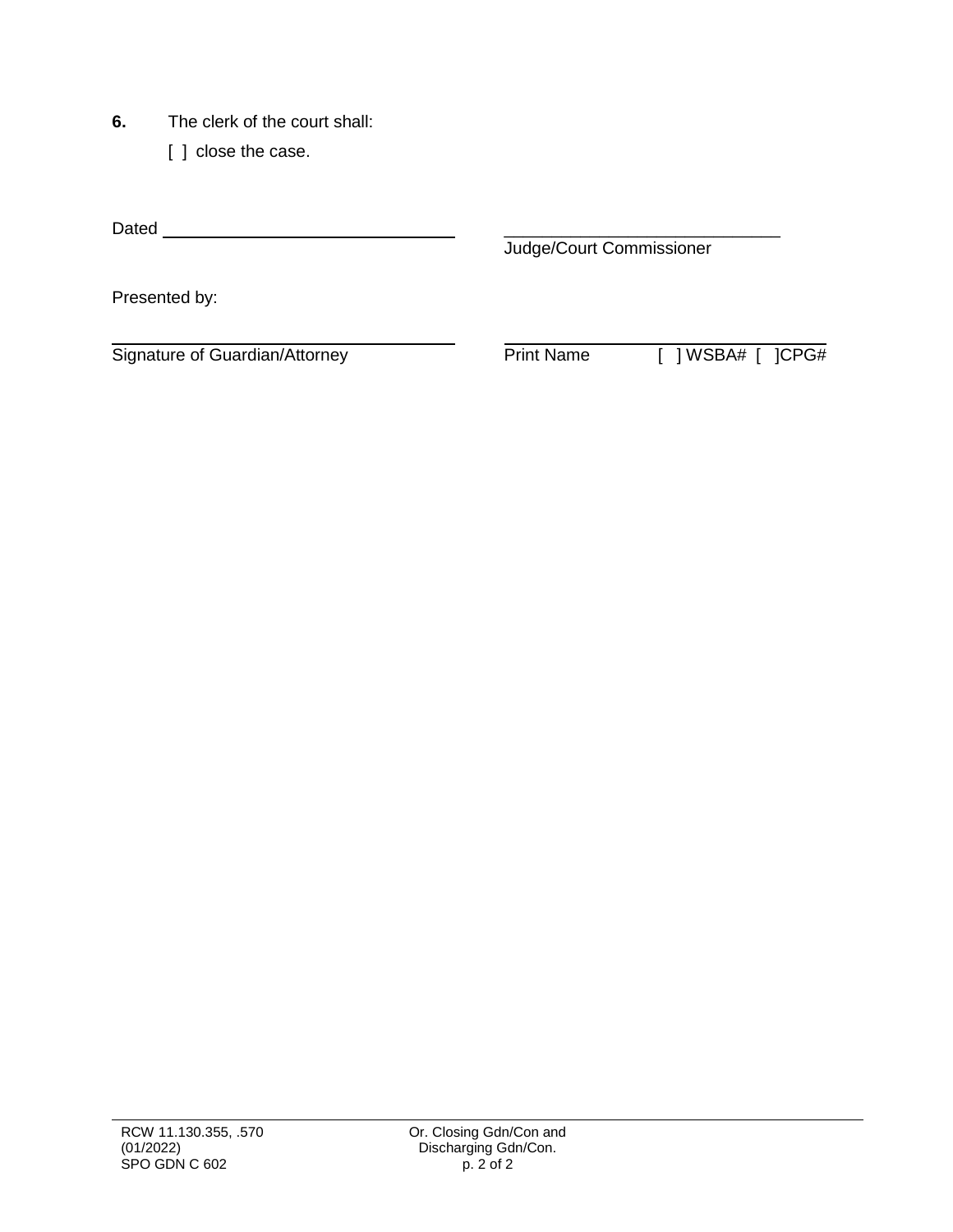**6.** The clerk of the court shall:

[ ] close the case.

Dated \_\_\_\_\_\_\_\_\_\_\_\_\_\_\_\_\_\_\_\_\_\_\_\_\_\_\_\_\_\_

\_\_\_\_\_\_\_\_\_\_\_\_\_\_\_\_\_\_\_\_\_\_\_\_\_\_\_\_\_\_
Judge/Court Commissioner

Presented by:

\_\_\_\_\_\_\_\_\_\_\_\_\_\_\_\_\_\_\_\_\_\_\_\_\_\_\_\_\_\_
Signature of Guardian/Attorney

\_\_\_\_\_\_\_\_\_\_\_\_\_\_\_\_\_\_\_\_\_\_\_\_\_\_\_\_\_\_
Print Name [ ] WSBA# [ ]CPG#

RCW 11.130.355, .570
(01/2022)
SPO GDN C 602

Or. Closing Gdn/Con and Discharging Gdn/Con.